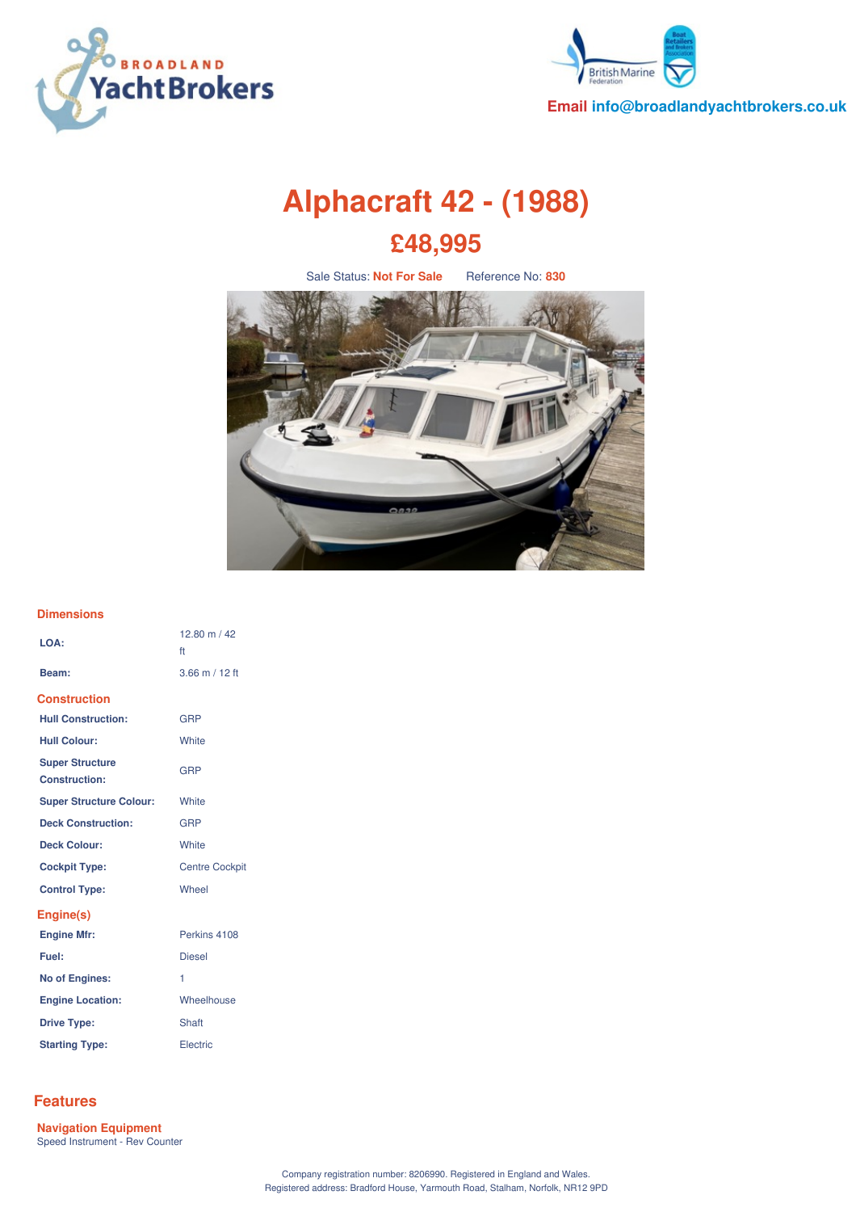**Email info@broadlandyachtbrokers.co.uk**

# Alphacraft 42 - (1988)

## £48,995

Sale Status: **Not For Sale** Reference No: **830**

### Dimensions

| | |
|---|---|
| **LOA:** | 12.80 m / 42 ft |
| **Beam:** | 3.66 m / 12 ft |

### Construction

| | |
|---|---|
| **Hull Construction:** | GRP |
| **Hull Colour:** | White |
| **Super Structure Construction:** | GRP |
| **Super Structure Colour:** | White |
| **Deck Construction:** | GRP |
| **Deck Colour:** | White |
| **Cockpit Type:** | Centre Cockpit |
| **Control Type:** | Wheel |

### Engine(s)

| | |
|---|---|
| **Engine Mfr:** | Perkins 4108 |
| **Fuel:** | Diesel |
| **No of Engines:** | 1 |
| **Engine Location:** | Wheelhouse |
| **Drive Type:** | Shaft |
| **Starting Type:** | Electric |

## Features

### Navigation Equipment

Speed Instrument - Rev Counter

Company registration number: 8206990. Registered in England and Wales.
Registered address: Bradford House, Yarmouth Road, Stalham, Norfolk, NR12 9PD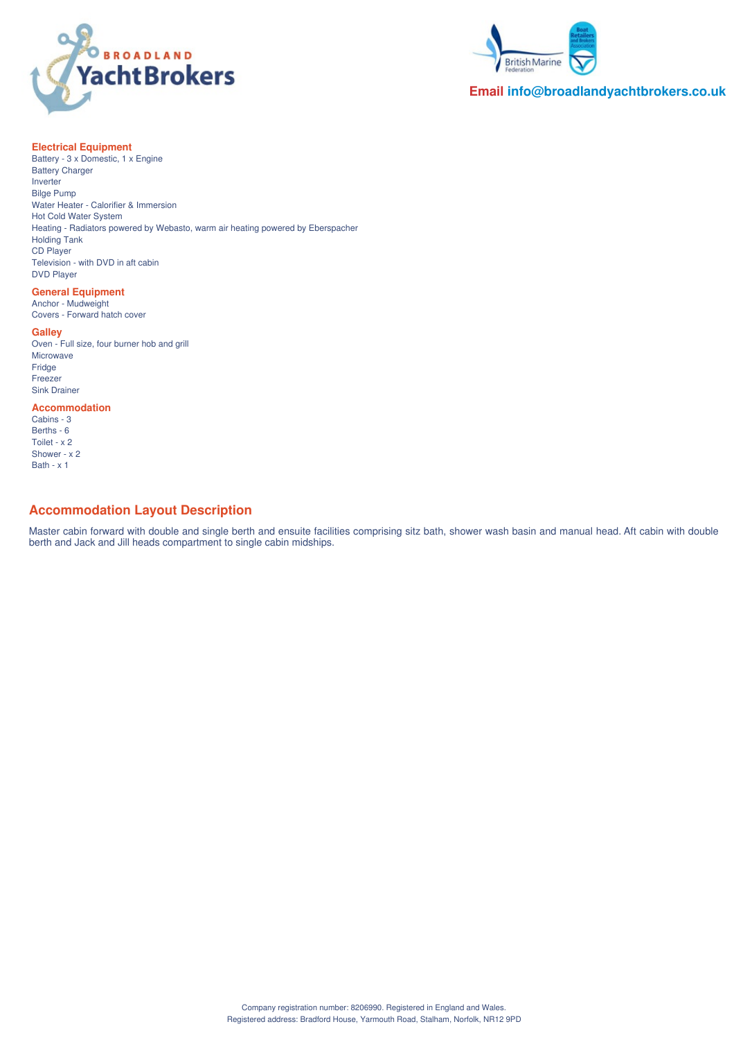**Email info@broadlandyachtbrokers.co.uk**

### Electrical Equipment

Battery - 3 x Domestic, 1 x Engine
Battery Charger
Inverter
Bilge Pump
Water Heater - Calorifier & Immersion
Hot Cold Water System
Heating - Radiators powered by Webasto, warm air heating powered by Eberspacher
Holding Tank
CD Player
Television - with DVD in aft cabin
DVD Player

### General Equipment

Anchor - Mudweight
Covers - Forward hatch cover

### Galley

Oven - Full size, four burner hob and grill
Microwave
Fridge
Freezer
Sink Drainer

### Accommodation

Cabins - 3
Berths - 6
Toilet - x 2
Shower - x 2
Bath - x 1

## Accommodation Layout Description

Master cabin forward with double and single berth and ensuite facilities comprising sitz bath, shower wash basin and manual head. Aft cabin with double berth and Jack and Jill heads compartment to single cabin midships.

Company registration number: 8206990. Registered in England and Wales.
Registered address: Bradford House, Yarmouth Road, Stalham, Norfolk, NR12 9PD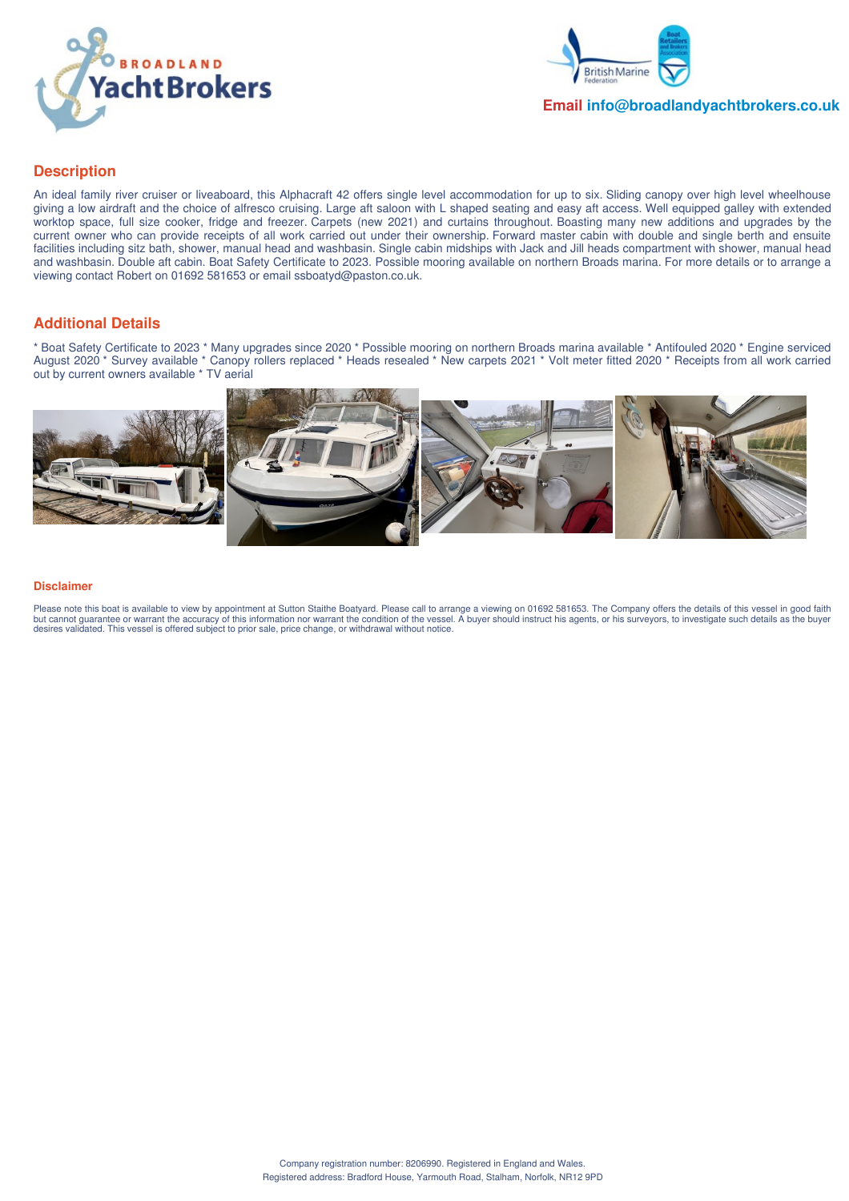**Email info@broadlandyachtbrokers.co.uk**

## Description

An ideal family river cruiser or liveaboard, this Alphacraft 42 offers single level accommodation for up to six. Sliding canopy over high level wheelhouse giving a low airdraft and the choice of alfresco cruising. Large aft saloon with L shaped seating and easy aft access. Well equipped galley with extended worktop space, full size cooker, fridge and freezer. Carpets (new 2021) and curtains throughout. Boasting many new additions and upgrades by the current owner who can provide receipts of all work carried out under their ownership. Forward master cabin with double and single berth and ensuite facilities including sitz bath, shower, manual head and washbasin. Single cabin midships with Jack and Jill heads compartment with shower, manual head and washbasin. Double aft cabin. Boat Safety Certificate to 2023. Possible mooring available on northern Broads marina. For more details or to arrange a viewing contact Robert on 01692 581653 or email ssboatyd@paston.co.uk.

## Additional Details

* Boat Safety Certificate to 2023 * Many upgrades since 2020 * Possible mooring on northern Broads marina available * Antifouled 2020 * Engine serviced August 2020 * Survey available * Canopy rollers replaced * Heads resealed * New carpets 2021 * Volt meter fitted 2020 * Receipts from all work carried out by current owners available * TV aerial

### Disclaimer

Please note this boat is available to view by appointment at Sutton Staithe Boatyard. Please call to arrange a viewing on 01692 581653. The Company offers the details of this vessel in good faith but cannot guarantee or warrant the accuracy of this information nor warrant the condition of the vessel. A buyer should instruct his agents, or his surveyors, to investigate such details as the buyer desires validated. This vessel is offered subject to prior sale, price change, or withdrawal without notice.

Company registration number: 8206990. Registered in England and Wales.
Registered address: Bradford House, Yarmouth Road, Stalham, Norfolk, NR12 9PD